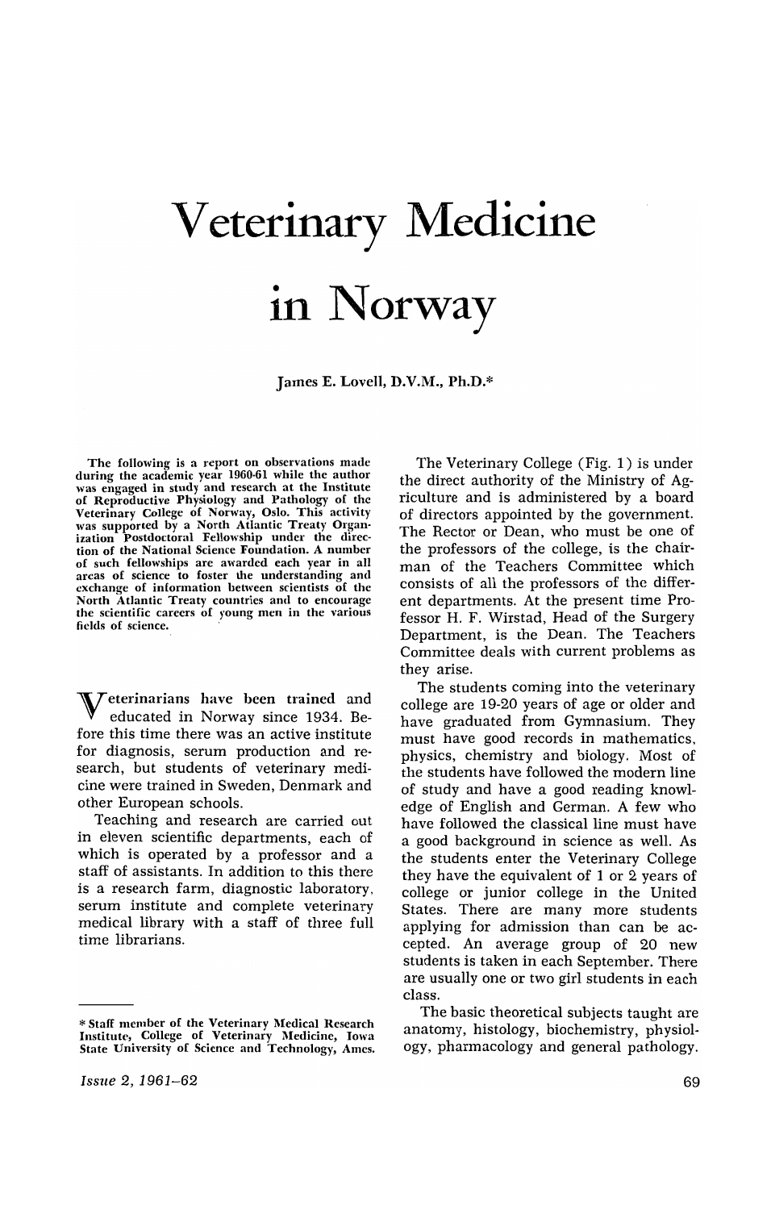# Veterinary Medicine in Norway

James E. Lovell, D.V.M., Ph.D.*

The following is a report on observations made during the academic year 1960-61 while the author was engaged in study and research at the Institute of Reproductive Physiology and Pathology of the Veterinary College of Norway, Oslo. This activity was supported by a North Atlantic Treaty Organization Postdoctoral Fellowship under the direction of the National Science Foundation. A number of such fellowships are awarded each year in all areas of science to foster the understanding and exchange of information between scientists of the North Atlantic Treaty countries and to encourage the scientific careers of young men in the various fields of science.

Veterinarians have been trained and educated in Norway since 1934. Before this time there was an active institute for diagnosis, serum production and research, but students of veterinary medicine were trained in Sweden, Denmark and other European schools.

Teaching and research are carried out in eleven scientific departments, each of which is operated by a professor and a staff of assistants. In addition to this there is a research farm, diagnostic laboratory, serum institute and complete veterinary medical library with a staff of three full time librarians.

The Veterinary College (Fig. 1) is under the direct authority of the Ministry of Agriculture and is administered by a board of directors appointed by the government. The Rector or Dean, who must be one of the professors of the college, is the chairman of the Teachers Committee which consists of all the professors of the different departments. At the present time Professor H. F. Wirstad, Head of the Surgery Department, is the Dean. The Teachers Committee deals with current problems as they arise.

The students coming into the veterinary college are 19-20 years of age or older and have graduated from Gymnasium. They must have good records in mathematics, physics, chemistry and biology. Most of the students have followed the modern line of study and have a good reading knowledge of English and German. A few who have followed the classical line must have a good background in science as well. As the students enter the Veterinary College they have the equivalent of 1 or 2 years of college or junior college in the United States. There are many more students applying for admission than can be accepted. An average group of 20 new students is taken in each September. There are usually one or two girl students in each class.

The basic theoretical subjects taught are anatomy, histology, biochemistry, physiology, pharmacology and general pathology.

---

\* Staff member of the Veterinary Medical Research Institute, College of Veterinary Medicine, Iowa State University of Science and Technology, Ames.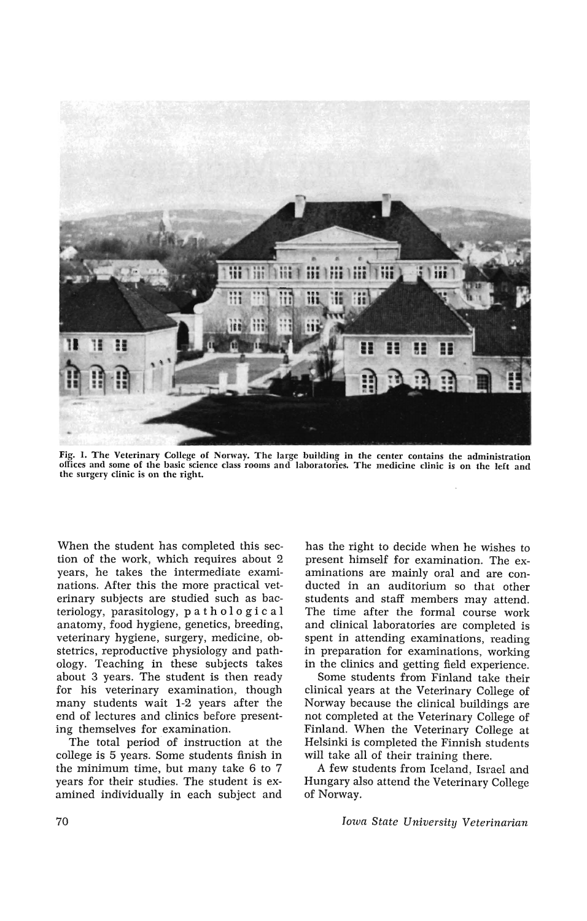Fig. 1. The Veterinary College of Norway. The large building in the center contains the administration offices and some of the basic science class rooms and laboratories. The medicine clinic is on the left and the surgery clinic is on the right.

When the student has completed this section of the work, which requires about 2 years, he takes the intermediate examinations. After this the more practical veterinary subjects are studied such as bacteriology, parasitology, pathological anatomy, food hygiene, genetics, breeding, veterinary hygiene, surgery, medicine, obstetrics, reproductive physiology and pathology. Teaching in these subjects takes about 3 years. The student is then ready for his veterinary examination, though many students wait 1-2 years after the end of lectures and clinics before presenting themselves for examination.

The total period of instruction at the college is 5 years. Some students finish in the minimum time, but many take 6 to 7 years for their studies. The student is examined individually in each subject and has the right to decide when he wishes to present himself for examination. The examinations are mainly oral and are conducted in an auditorium so that other students and staff members may attend. The time after the formal course work and clinical laboratories are completed is spent in attending examinations, reading in preparation for examinations, working in the clinics and getting field experience.

Some students from Finland take their clinical years at the Veterinary College of Norway because the clinical buildings are not completed at the Veterinary College of Finland. When the Veterinary College at Helsinki is completed the Finnish students will take all of their training there.

A few students from Iceland, Israel and Hungary also attend the Veterinary College of Norway.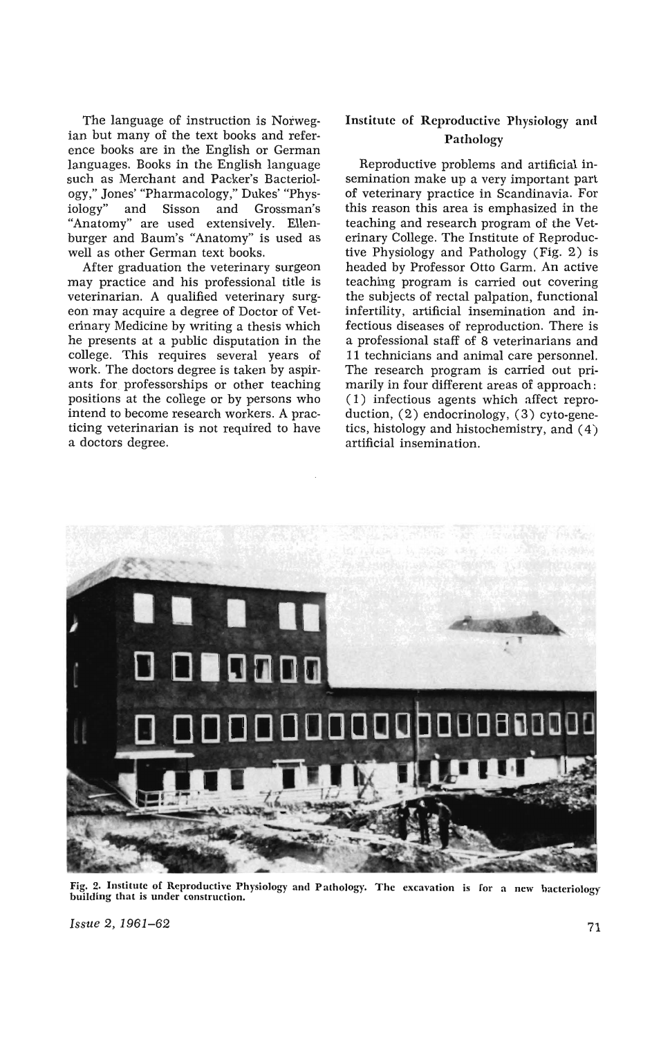The language of instruction is Norwegian but many of the text books and reference books are in the English or German languages. Books in the English language such as Merchant and Packer's Bacteriology," Jones' "Pharmacology," Dukes' "Physiology" and Sisson and Grossman's "Anatomy" are used extensively. Ellenburger and Baum's "Anatomy" is used as well as other German text books.

After graduation the veterinary surgeon may practice and his professional title is veterinarian. A qualified veterinary surgeon may acquire a degree of Doctor of Veterinary Medicine by writing a thesis which he presents at a public disputation in the college. This requires several years of work. The doctors degree is taken by aspirants for professorships or other teaching positions at the college or by persons who intend to become research workers. A practicing veterinarian is not required to have a doctors degree.

## Institute of Reproductive Physiology and Pathology

Reproductive problems and artificial insemination make up a very important part of veterinary practice in Scandinavia. For this reason this area is emphasized in the teaching and research program of the Veterinary College. The Institute of Reproductive Physiology and Pathology (Fig. 2) is headed by Professor Otto Garm. An active teaching program is carried out covering the subjects of rectal palpation, functional infertility, artificial insemination and infectious diseases of reproduction. There is a professional staff of 8 veterinarians and 11 technicians and animal care personnel. The research program is carried out primarily in four different areas of approach: (1) infectious agents which affect reproduction, (2) endocrinology, (3) cyto-genetics, histology and histochemistry, and (4) artificial insemination.

**Fig. 2. Institute of Reproductive Physiology and Pathology. The excavation is for a new bacteriology building that is under construction.**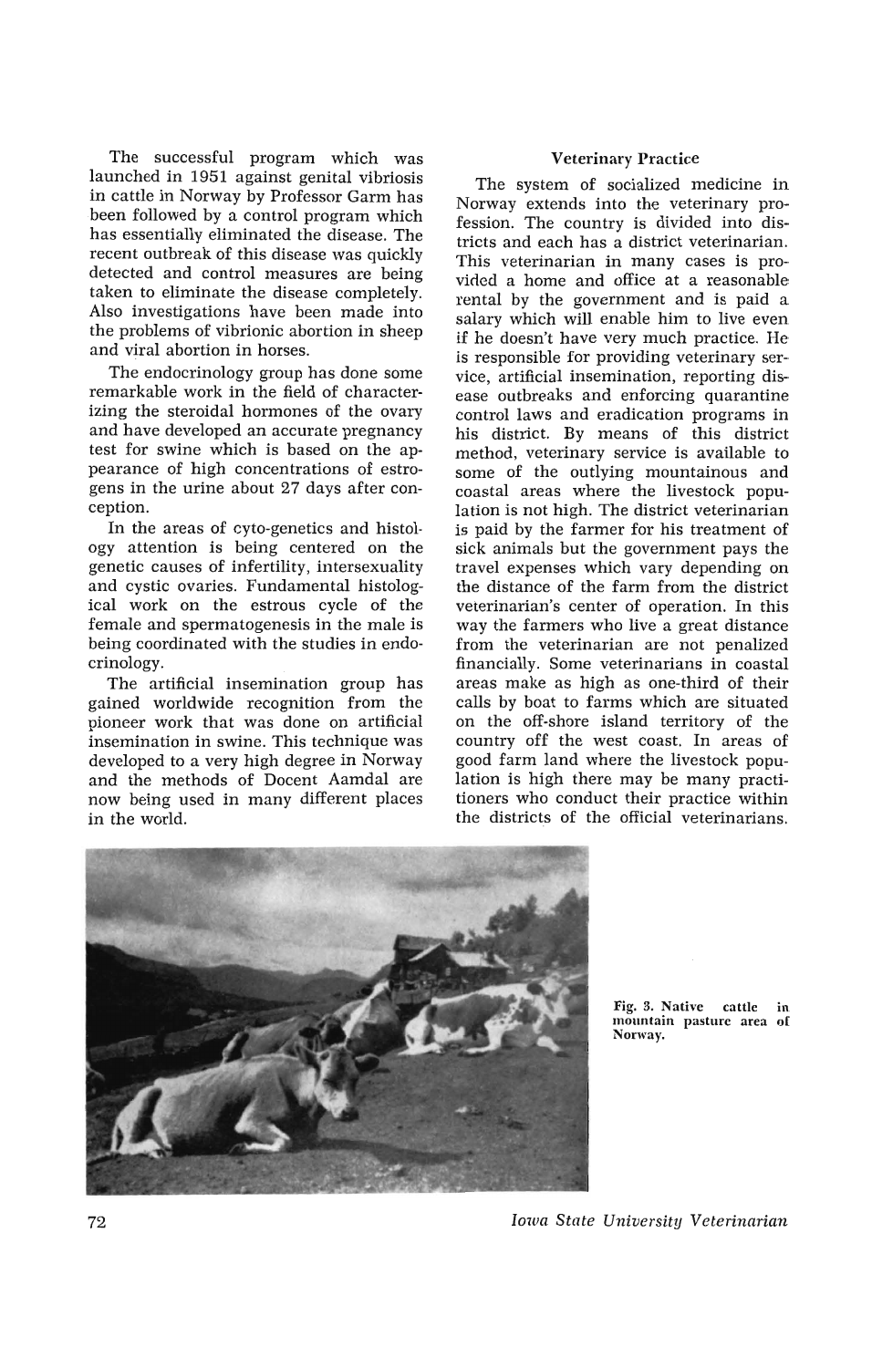The successful program which was launched in 1951 against genital vibriosis in cattle in Norway by Professor Garm has been followed by a control program which has essentially eliminated the disease. The recent outbreak of this disease was quickly detected and control measures are being taken to eliminate the disease completely. Also investigations have been made into the problems of vibrionic abortion in sheep and viral abortion in horses.

The endocrinology group has done some remarkable work in the field of characterizing the steroidal hormones of the ovary and have developed an accurate pregnancy test for swine which is based on the appearance of high concentrations of estrogens in the urine about 27 days after conception.

In the areas of cyto-genetics and histology attention is being centered on the genetic causes of infertility, intersexuality and cystic ovaries. Fundamental histological work on the estrous cycle of the female and spermatogenesis in the male is being coordinated with the studies in endocrinology.

The artificial insemination group has gained worldwide recognition from the pioneer work that was done on artificial insemination in swine. This technique was developed to a very high degree in Norway and the methods of Docent Aamdal are now being used in many different places in the world.

### Veterinary Practice

The system of socialized medicine in Norway extends into the veterinary profession. The country is divided into districts and each has a district veterinarian. This veterinarian in many cases is provided a home and office at a reasonable rental by the government and is paid a salary which will enable him to live even if he doesn't have very much practice. He is responsible for providing veterinary service, artificial insemination, reporting disease outbreaks and enforcing quarantine control laws and eradication programs in his district. By means of this district method, veterinary service is available to some of the outlying mountainous and coastal areas where the livestock population is not high. The district veterinarian is paid by the farmer for his treatment of sick animals but the government pays the travel expenses which vary depending on the distance of the farm from the district veterinarian's center of operation. In this way the farmers who live a great distance from the veterinarian are not penalized financially. Some veterinarians in coastal areas make as high as one-third of their calls by boat to farms which are situated on the off-shore island territory of the country off the west coast. In areas of good farm land where the livestock population is high there may be many practitioners who conduct their practice within the districts of the official veterinarians.

Fig. 3. Native cattle in mountain pasture area of Norway.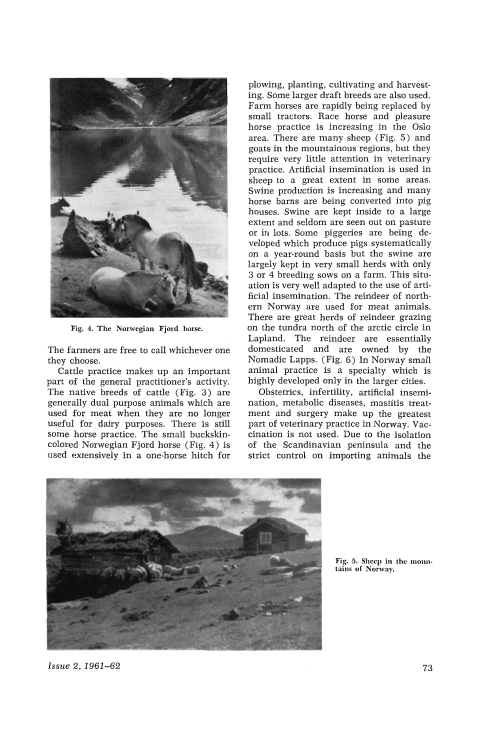Fig. 4. The Norwegian Fjord horse.

The farmers are free to call whichever one they choose.

Cattle practice makes up an important part of the general practitioner's activity. The native breeds of cattle (Fig. 3) are generally dual purpose animals which are used for meat when they are no longer useful for dairy purposes. There is still some horse practice. The small buckskin-colored Norwegian Fjord horse (Fig. 4) is used extensively in a one-horse hitch for plowing, planting, cultivating and harvesting. Some larger draft breeds are also used. Farm horses are rapidly being replaced by small tractors. Race horse and pleasure horse practice is increasing in the Oslo area. There are many sheep (Fig. 5) and goats in the mountainous regions, but they require very little attention in veterinary practice. Artificial insemination is used in sheep to a great extent in some areas. Swine production is increasing and many horse barns are being converted into pig houses. Swine are kept inside to a large extent and seldom are seen out on pasture or in lots. Some piggeries are being developed which produce pigs systematically on a year-round basis but the swine are largely kept in very small herds with only 3 or 4 breeding sows on a farm. This situation is very well adapted to the use of artificial insemination. The reindeer of northern Norway are used for meat animals. There are great herds of reindeer grazing on the tundra north of the arctic circle in Lapland. The reindeer are essentially domesticated and are owned by the Nomadic Lapps. (Fig. 6) In Norway small animal practice is a specialty which is highly developed only in the larger cities.

Obstetrics, infertility, artificial insemination, metabolic diseases, mastitis treatment and surgery make up the greatest part of veterinary practice in Norway. Vaccination is not used. Due to the isolation of the Scandinavian peninsula and the strict control on importing animals the

Fig. 5. Sheep in the mountains of Norway.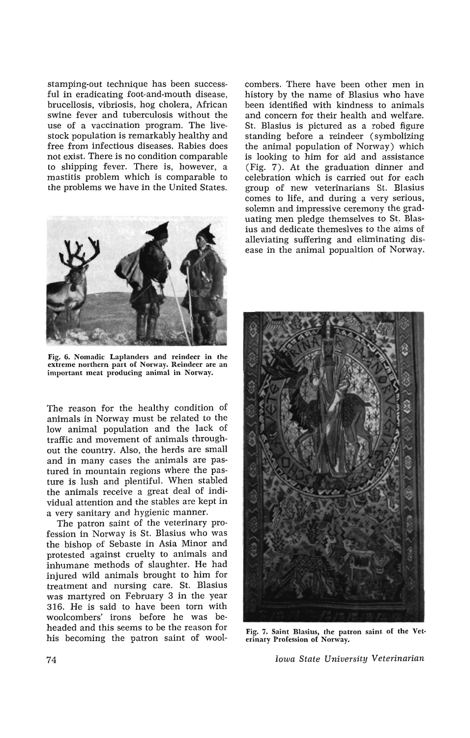stamping-out technique has been successful in eradicating foot-and-mouth disease, brucellosis, vibriosis, hog cholera, African swine fever and tuberculosis without the use of a vaccination program. The livestock population is remarkably healthy and free from infectious diseases. Rabies does not exist. There is no condition comparable to shipping fever. There is, however, a mastitis problem which is comparable to the problems we have in the United States.

Fig. 6. Nomadic Laplanders and reindeer in the extreme northern part of Norway. Reindeer are an important meat producing animal in Norway.

The reason for the healthy condition of animals in Norway must be related to the low animal population and the lack of traffic and movement of animals throughout the country. Also, the herds are small and in many cases the animals are pastured in mountain regions where the pasture is lush and plentiful. When stabled the animals receive a great deal of individual attention and the stables are kept in a very sanitary and hygienic manner.

The patron saint of the veterinary profession in Norway is St. Blasius who was the bishop of Sebaste in Asia Minor and protested against cruelty to animals and inhumane methods of slaughter. He had injured wild animals brought to him for treatment and nursing care. St. Blasius was martyred on February 3 in the year 316. He is said to have been torn with woolcombers' irons before he was beheaded and this seems to be the reason for his becoming the patron saint of woolcombers. There have been other men in history by the name of Blasius who have been identified with kindness to animals and concern for their health and welfare. St. Blasius is pictured as a robed figure standing before a reindeer (symbolizing the animal population of Norway) which is looking to him for aid and assistance (Fig. 7). At the graduation dinner and celebration which is carried out for each group of new veterinarians St. Blasius comes to life, and during a very serious, solemn and impressive ceremony the graduating men pledge themselves to St. Blasius and dedicate themeslves to the aims of alleviating suffering and eliminating disease in the animal popualtion of Norway.

Fig. 7. Saint Blasius, the patron saint of the Veterinary Profession of Norway.